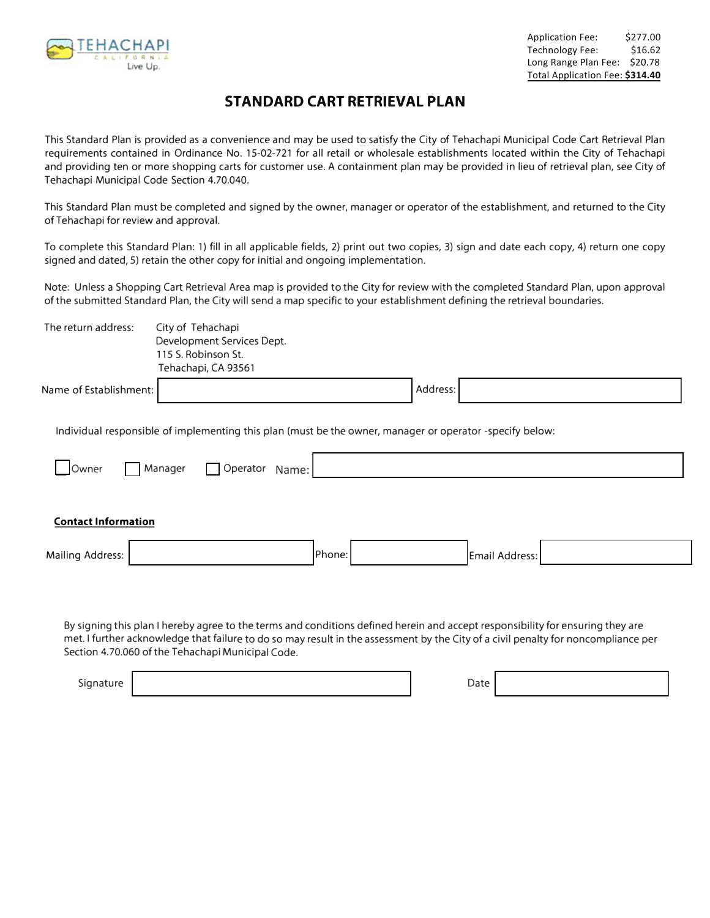TEHACHAPI
CALIFORNIA
Live Up.

| | |
|---|---|
| Application Fee: | $277.00 |
| Technology Fee: | $16.62 |
| Long Range Plan Fee: | $20.78 |
| Total Application Fee: | **$314.40** |

# STANDARD CART RETRIEVAL PLAN

This Standard Plan is provided as a convenience and may be used to satisfy the City of Tehachapi Municipal Code Cart Retrieval Plan requirements contained in Ordinance No. 15-02-721 for all retail or wholesale establishments located within the City of Tehachapi and providing ten or more shopping carts for customer use. A containment plan may be provided in lieu of retrieval plan, see City of Tehachapi Municipal Code Section 4.70.040.

This Standard Plan must be completed and signed by the owner, manager or operator of the establishment, and returned to the City of Tehachapi for review and approval.

To complete this Standard Plan: 1) fill in all applicable fields, 2) print out two copies, 3) sign and date each copy, 4) return one copy signed and dated, 5) retain the other copy for initial and ongoing implementation.

Note: Unless a Shopping Cart Retrieval Area map is provided to the City for review with the completed Standard Plan, upon approval of the submitted Standard Plan, the City will send a map specific to your establishment defining the retrieval boundaries.

The return address:
City of Tehachapi
Development Services Dept.
115 S. Robinson St.
Tehachapi, CA 93561

Name of Establishment: ____________________ Address: ____________________

Individual responsible of implementing this plan (must be the owner, manager or operator -specify below:

☐ Owner ☐ Manager ☐ Operator Name: ____________________

**Contact Information**

Mailing Address: ____________________ Phone: ____________________ Email Address: ____________________

By signing this plan I hereby agree to the terms and conditions defined herein and accept responsibility for ensuring they are met. I further acknowledge that failure to do so may result in the assessment by the City of a civil penalty for noncompliance per Section 4.70.060 of the Tehachapi Municipal Code.

Signature ____________________ Date ____________________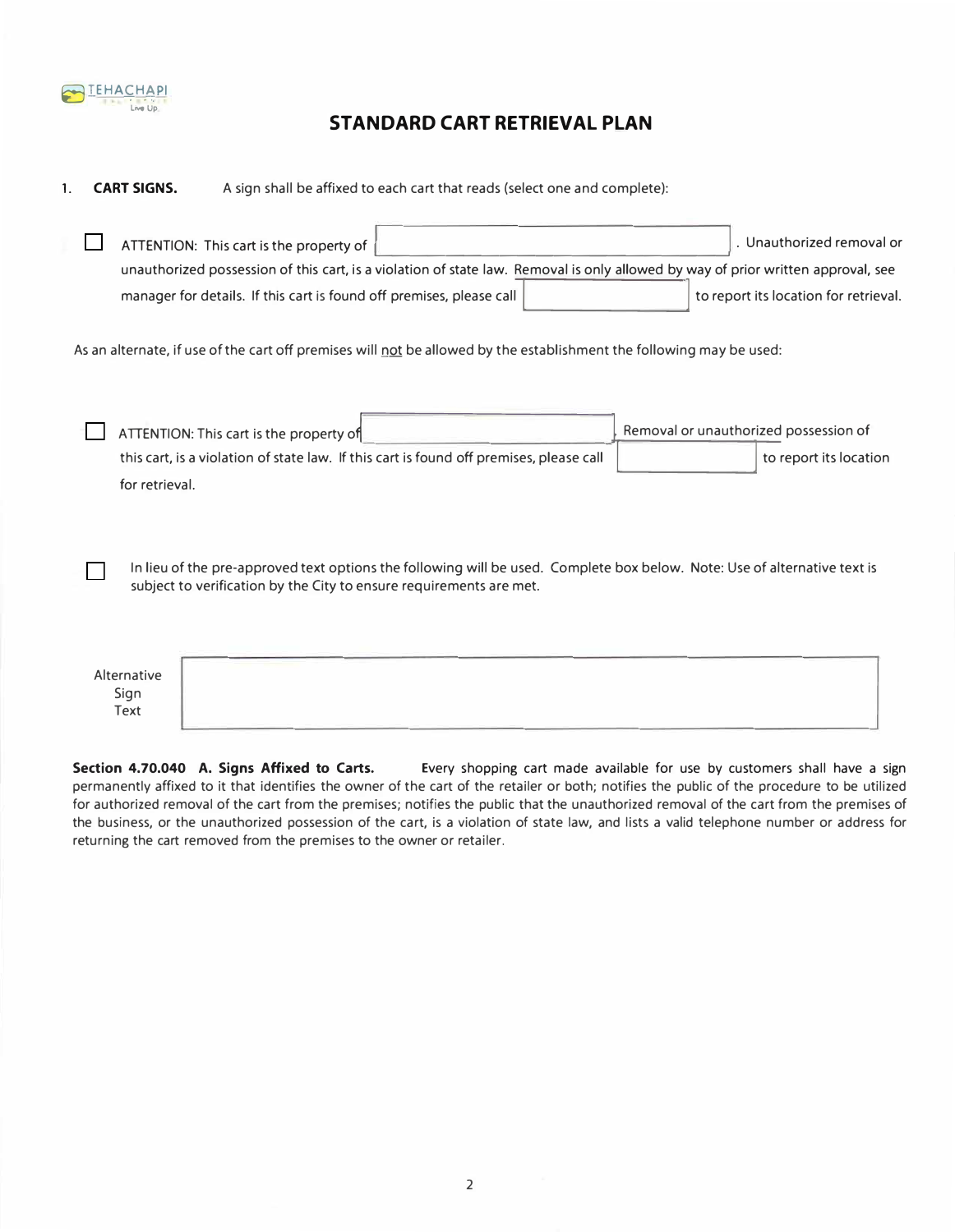TEHACHAPI

Live Up.

# STANDARD CART RETRIEVAL PLAN

1. **CART SIGNS.** A sign shall be affixed to each cart that reads (select one and complete):

☐ ATTENTION: This cart is the property of [________________]. Unauthorized removal or unauthorized possession of this cart, is a violation of state law. Removal is only allowed by way of prior written approval, see manager for details. If this cart is found off premises, please call [__________] to report its location for retrieval.

As an alternate, if use of the cart off premises will not be allowed by the establishment the following may be used:

☐ ATTENTION: This cart is the property of [________________]. Removal or unauthorized possession of this cart, is a violation of state law. If this cart is found off premises, please call [__________] to report its location for retrieval.

☐ In lieu of the pre-approved text options the following will be used. Complete box below. Note: Use of alternative text is subject to verification by the City to ensure requirements are met.

| Alternative Sign Text | |
|---|---|
| | |

**Section 4.70.040 A. Signs Affixed to Carts.** Every shopping cart made available for use by customers shall have a sign permanently affixed to it that identifies the owner of the cart of the retailer or both; notifies the public of the procedure to be utilized for authorized removal of the cart from the premises; notifies the public that the unauthorized removal of the cart from the premises of the business, or the unauthorized possession of the cart, is a violation of state law, and lists a valid telephone number or address for returning the cart removed from the premises to the owner or retailer.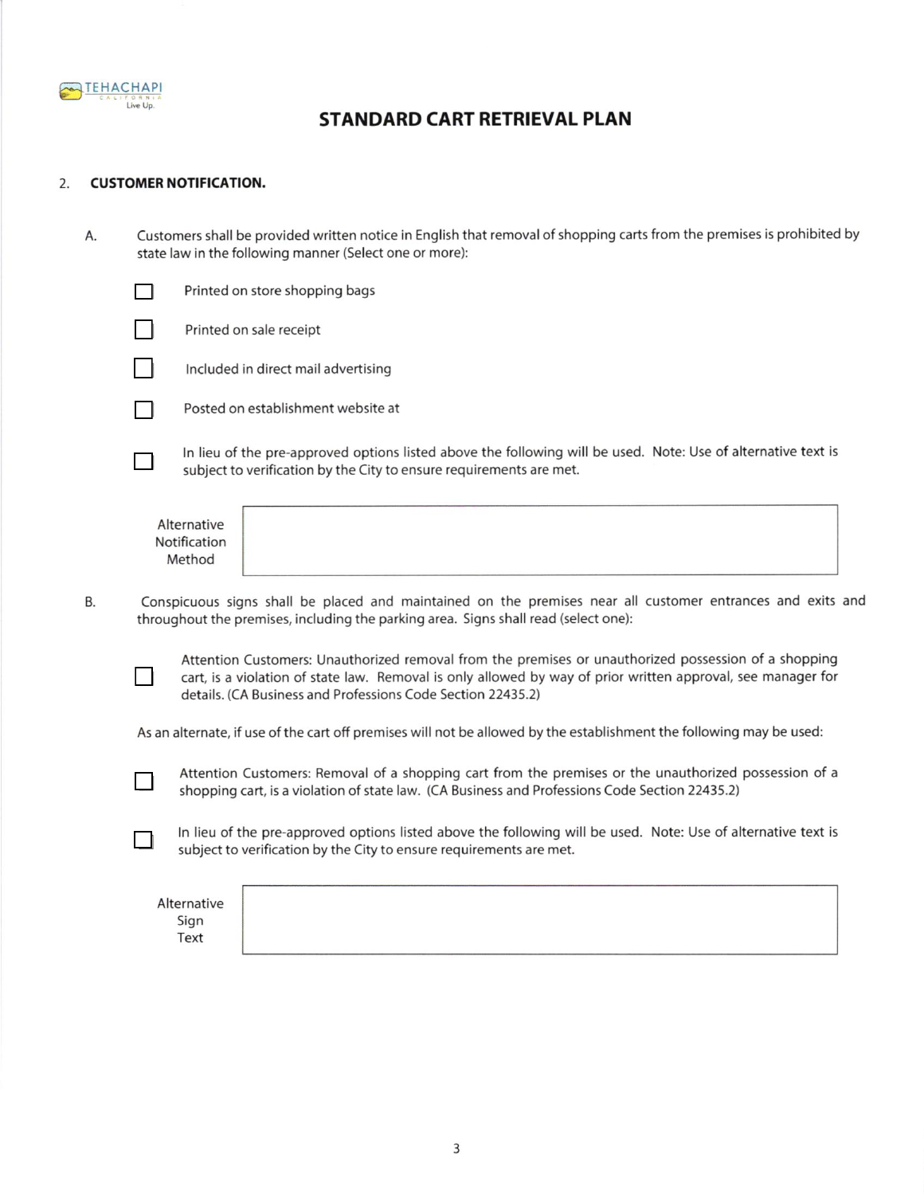# STANDARD CART RETRIEVAL PLAN

## 2. CUSTOMER NOTIFICATION.

A. Customers shall be provided written notice in English that removal of shopping carts from the premises is prohibited by state law in the following manner (Select one or more):

- ☐ Printed on store shopping bags
- ☐ Printed on sale receipt
- ☐ Included in direct mail advertising
- ☐ Posted on establishment website at
- ☐ In lieu of the pre-approved options listed above the following will be used. Note: Use of alternative text is subject to verification by the City to ensure requirements are met.

| Alternative Notification Method | |
|---|---|

B. Conspicuous signs shall be placed and maintained on the premises near all customer entrances and exits and throughout the premises, including the parking area. Signs shall read (select one):

- ☐ Attention Customers: Unauthorized removal from the premises or unauthorized possession of a shopping cart, is a violation of state law. Removal is only allowed by way of prior written approval, see manager for details. (CA Business and Professions Code Section 22435.2)

As an alternate, if use of the cart off premises will not be allowed by the establishment the following may be used:

- ☐ Attention Customers: Removal of a shopping cart from the premises or the unauthorized possession of a shopping cart, is a violation of state law. (CA Business and Professions Code Section 22435.2)
- ☐ In lieu of the pre-approved options listed above the following will be used. Note: Use of alternative text is subject to verification by the City to ensure requirements are met.

| Alternative Sign Text | |
|---|---|